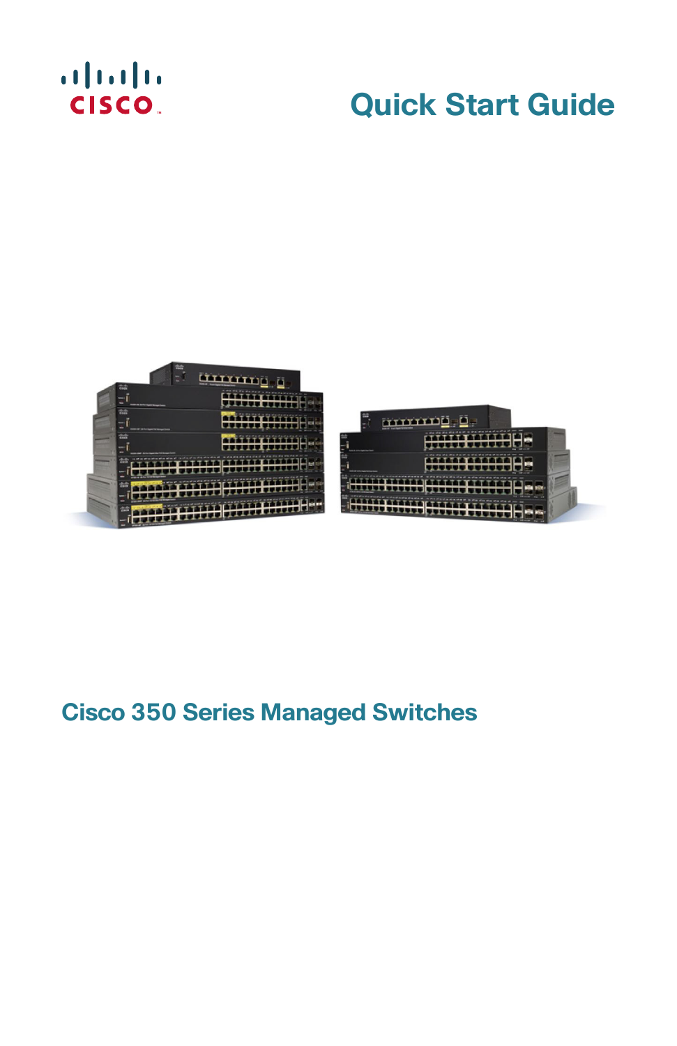# Quick Start Guide

## Cisco 350 Series Managed Switches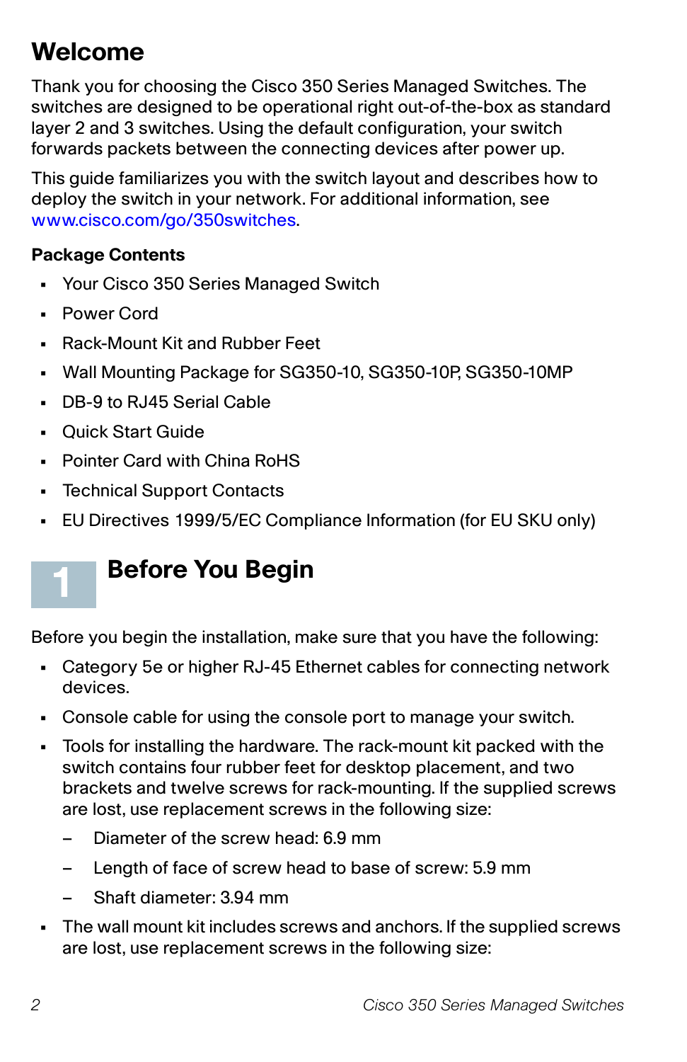# Welcome

Thank you for choosing the Cisco 350 Series Managed Switches. The switches are designed to be operational right out-of-the-box as standard layer 2 and 3 switches. Using the default configuration, your switch forwards packets between the connecting devices after power up.

This guide familiarizes you with the switch layout and describes how to deploy the switch in your network. For additional information, see www.cisco.com/go/350switches.

**Package Contents**

- Your Cisco 350 Series Managed Switch
- Power Cord
- Rack-Mount Kit and Rubber Feet
- Wall Mounting Package for SG350-10, SG350-10P, SG350-10MP
- DB-9 to RJ45 Serial Cable
- Quick Start Guide
- Pointer Card with China RoHS
- Technical Support Contacts
- EU Directives 1999/5/EC Compliance Information (for EU SKU only)

# 1 Before You Begin

Before you begin the installation, make sure that you have the following:

- Category 5e or higher RJ-45 Ethernet cables for connecting network devices.
- Console cable for using the console port to manage your switch.
- Tools for installing the hardware. The rack-mount kit packed with the switch contains four rubber feet for desktop placement, and two brackets and twelve screws for rack-mounting. If the supplied screws are lost, use replacement screws in the following size:
  - Diameter of the screw head: 6.9 mm
  - Length of face of screw head to base of screw: 5.9 mm
  - Shaft diameter: 3.94 mm
- The wall mount kit includes screws and anchors. If the supplied screws are lost, use replacement screws in the following size: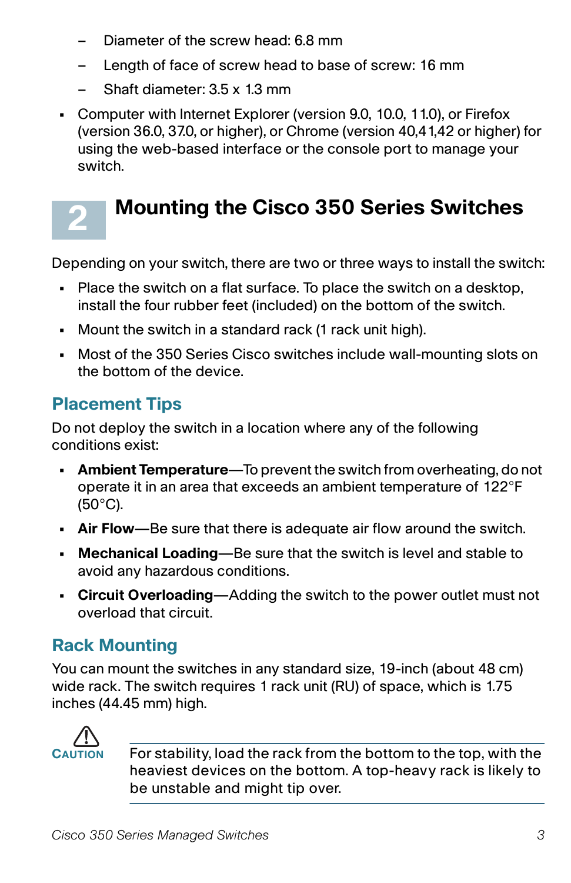- Diameter of the screw head: 6.8 mm
  - Length of face of screw head to base of screw: 16 mm
  - Shaft diameter: 3.5 x 1.3 mm
- Computer with Internet Explorer (version 9.0, 10.0, 11.0), or Firefox (version 36.0, 37.0, or higher), or Chrome (version 40,41,42 or higher) for using the web-based interface or the console port to manage your switch.

# 2 Mounting the Cisco 350 Series Switches

Depending on your switch, there are two or three ways to install the switch:

- Place the switch on a flat surface. To place the switch on a desktop, install the four rubber feet (included) on the bottom of the switch.
- Mount the switch in a standard rack (1 rack unit high).
- Most of the 350 Series Cisco switches include wall-mounting slots on the bottom of the device.

## Placement Tips

Do not deploy the switch in a location where any of the following conditions exist:

- **Ambient Temperature**—To prevent the switch from overheating, do not operate it in an area that exceeds an ambient temperature of 122°F (50°C).
- **Air Flow**—Be sure that there is adequate air flow around the switch.
- **Mechanical Loading**—Be sure that the switch is level and stable to avoid any hazardous conditions.
- **Circuit Overloading**—Adding the switch to the power outlet must not overload that circuit.

## Rack Mounting

You can mount the switches in any standard size, 19-inch (about 48 cm) wide rack. The switch requires 1 rack unit (RU) of space, which is 1.75 inches (44.45 mm) high.

**CAUTION** For stability, load the rack from the bottom to the top, with the heaviest devices on the bottom. A top-heavy rack is likely to be unstable and might tip over.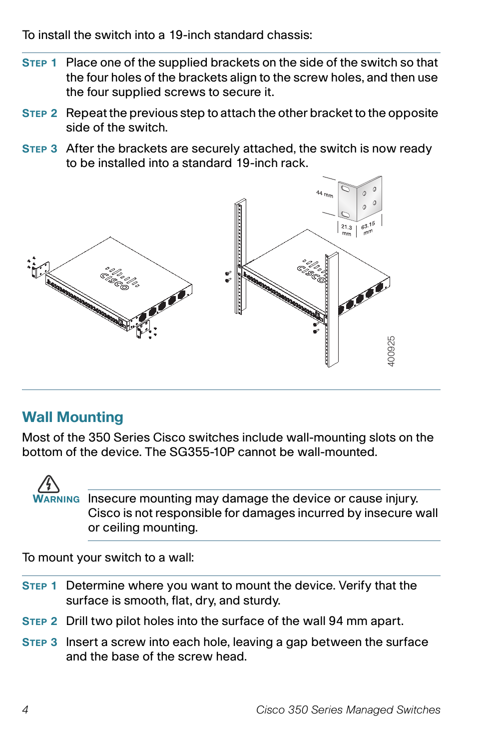To install the switch into a 19-inch standard chassis:

**STEP 1** Place one of the supplied brackets on the side of the switch so that the four holes of the brackets align to the screw holes, and then use the four supplied screws to secure it.

**STEP 2** Repeat the previous step to attach the other bracket to the opposite side of the switch.

**STEP 3** After the brackets are securely attached, the switch is now ready to be installed into a standard 19-inch rack.

## Wall Mounting

Most of the 350 Series Cisco switches include wall-mounting slots on the bottom of the device. The SG355-10P cannot be wall-mounted.

**WARNING** Insecure mounting may damage the device or cause injury. Cisco is not responsible for damages incurred by insecure wall or ceiling mounting.

To mount your switch to a wall:

**STEP 1** Determine where you want to mount the device. Verify that the surface is smooth, flat, dry, and sturdy.

**STEP 2** Drill two pilot holes into the surface of the wall 94 mm apart.

**STEP 3** Insert a screw into each hole, leaving a gap between the surface and the base of the screw head.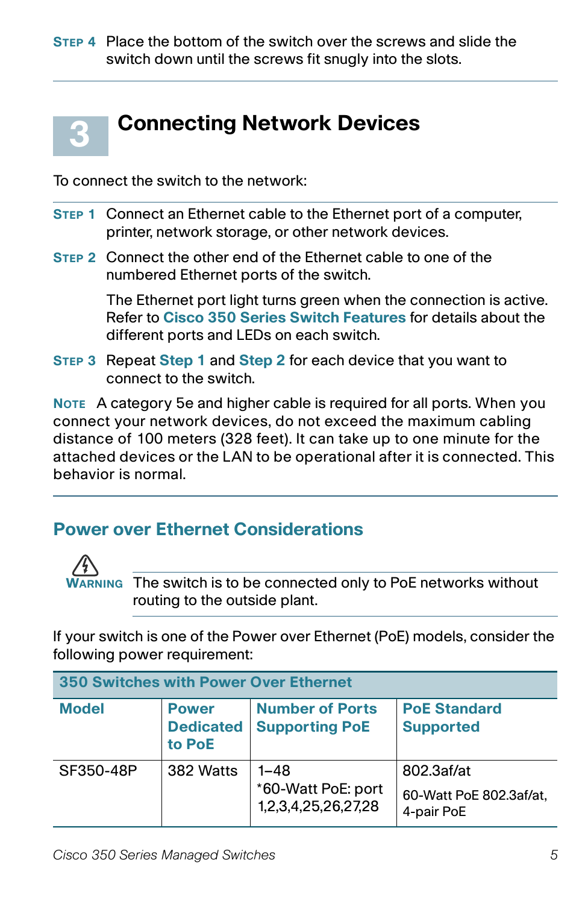**STEP 4** Place the bottom of the switch over the screws and slide the switch down until the screws fit snugly into the slots.

## 3 Connecting Network Devices

To connect the switch to the network:

**STEP 1** Connect an Ethernet cable to the Ethernet port of a computer, printer, network storage, or other network devices.

**STEP 2** Connect the other end of the Ethernet cable to one of the numbered Ethernet ports of the switch.

The Ethernet port light turns green when the connection is active. Refer to **Cisco 350 Series Switch Features** for details about the different ports and LEDs on each switch.

**STEP 3** Repeat **Step 1** and **Step 2** for each device that you want to connect to the switch.

**NOTE** A category 5e and higher cable is required for all ports. When you connect your network devices, do not exceed the maximum cabling distance of 100 meters (328 feet). It can take up to one minute for the attached devices or the LAN to be operational after it is connected. This behavior is normal.

### Power over Ethernet Considerations

**WARNING** The switch is to be connected only to PoE networks without routing to the outside plant.

If your switch is one of the Power over Ethernet (PoE) models, consider the following power requirement:

| 350 Switches with Power Over Ethernet | | | |
|---|---|---|---|
| **Model** | **Power Dedicated to PoE** | **Number of Ports Supporting PoE** | **PoE Standard Supported** |
| SF350-48P | 382 Watts | 1–48<br>*60-Watt PoE: port 1,2,3,4,25,26,27,28 | 802.3af/at<br>60-Watt PoE 802.3af/at, 4-pair PoE |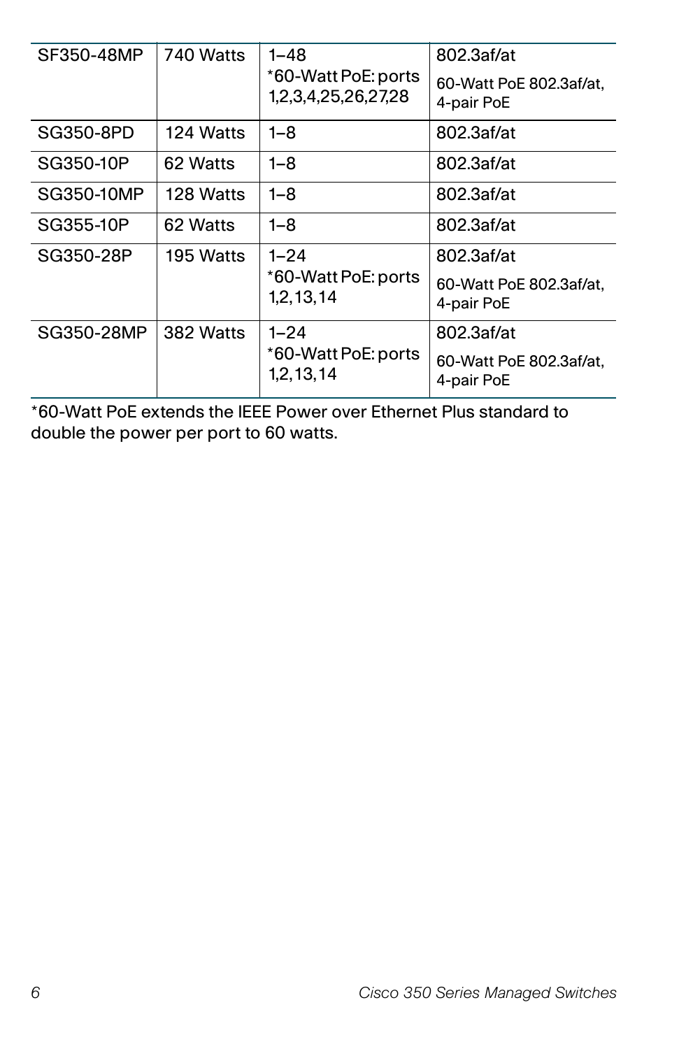| SF350-48MP | 740 Watts | 1–48<br>*60-Watt PoE: ports 1,2,3,4,25,26,27,28 | 802.3af/at<br>60-Watt PoE 802.3af/at, 4-pair PoE |
|---|---|---|---|
| SG350-8PD | 124 Watts | 1–8 | 802.3af/at |
| SG350-10P | 62 Watts | 1–8 | 802.3af/at |
| SG350-10MP | 128 Watts | 1–8 | 802.3af/at |
| SG355-10P | 62 Watts | 1–8 | 802.3af/at |
| SG350-28P | 195 Watts | 1–24<br>*60-Watt PoE: ports 1,2,13,14 | 802.3af/at<br>60-Watt PoE 802.3af/at, 4-pair PoE |
| SG350-28MP | 382 Watts | 1–24<br>*60-Watt PoE: ports 1,2,13,14 | 802.3af/at<br>60-Watt PoE 802.3af/at, 4-pair PoE |

*60-Watt PoE extends the IEEE Power over Ethernet Plus standard to double the power per port to 60 watts.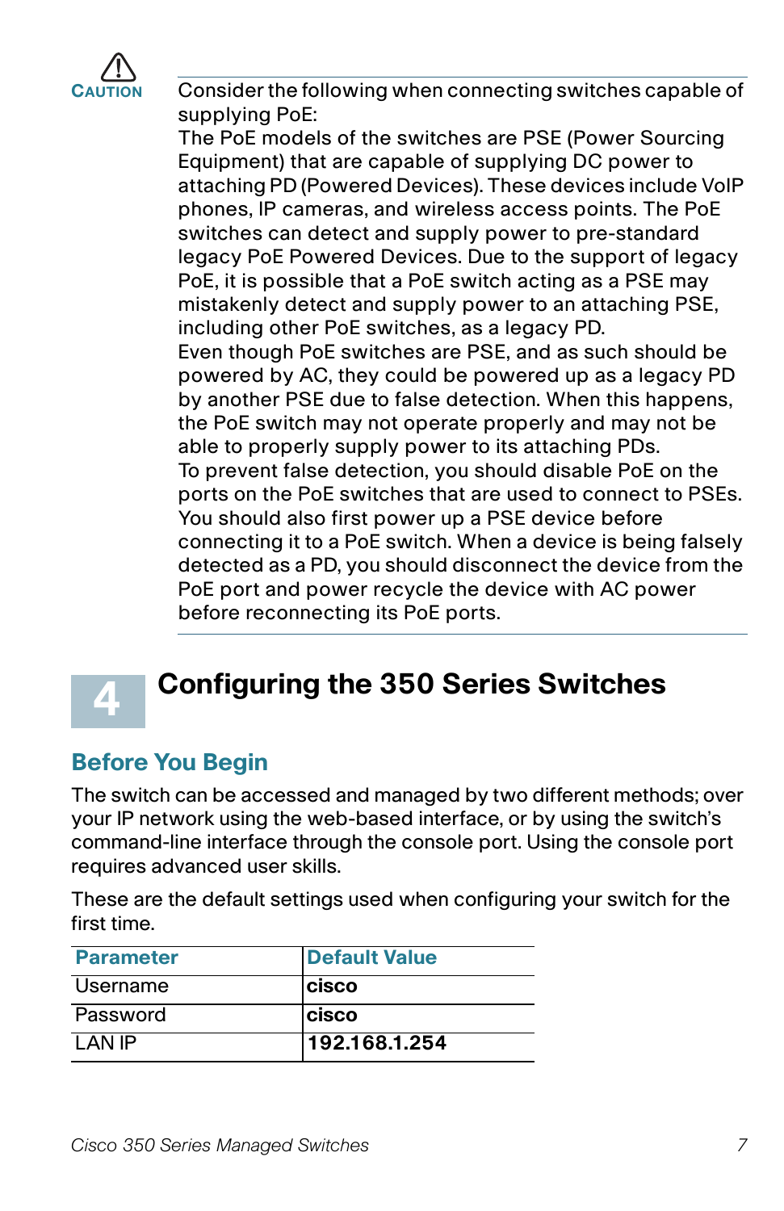**CAUTION** Consider the following when connecting switches capable of supplying PoE:

The PoE models of the switches are PSE (Power Sourcing Equipment) that are capable of supplying DC power to attaching PD (Powered Devices). These devices include VoIP phones, IP cameras, and wireless access points. The PoE switches can detect and supply power to pre-standard legacy PoE Powered Devices. Due to the support of legacy PoE, it is possible that a PoE switch acting as a PSE may mistakenly detect and supply power to an attaching PSE, including other PoE switches, as a legacy PD.

Even though PoE switches are PSE, and as such should be powered by AC, they could be powered up as a legacy PD by another PSE due to false detection. When this happens, the PoE switch may not operate properly and may not be able to properly supply power to its attaching PDs.

To prevent false detection, you should disable PoE on the ports on the PoE switches that are used to connect to PSEs. You should also first power up a PSE device before connecting it to a PoE switch. When a device is being falsely detected as a PD, you should disconnect the device from the PoE port and power recycle the device with AC power before reconnecting its PoE ports.

# 4 Configuring the 350 Series Switches

## Before You Begin

The switch can be accessed and managed by two different methods; over your IP network using the web-based interface, or by using the switch's command-line interface through the console port. Using the console port requires advanced user skills.

These are the default settings used when configuring your switch for the first time.

| Parameter | Default Value |
|---|---|
| Username | **cisco** |
| Password | **cisco** |
| LAN IP | **192.168.1.254** |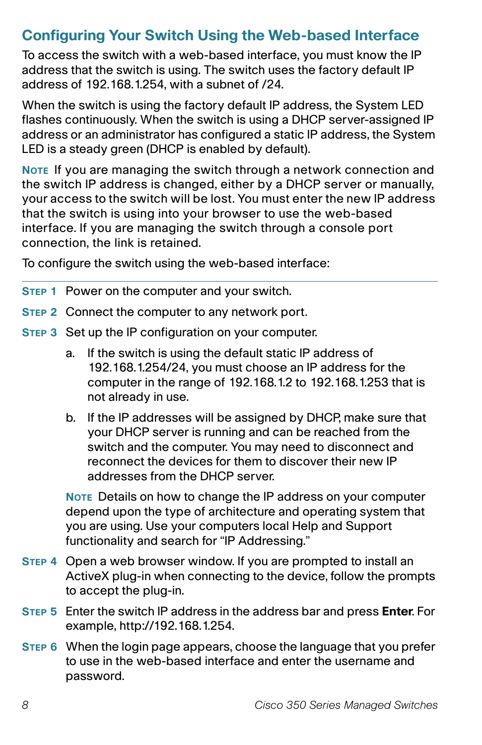## Configuring Your Switch Using the Web-based Interface

To access the switch with a web-based interface, you must know the IP address that the switch is using. The switch uses the factory default IP address of 192.168.1.254, with a subnet of /24.

When the switch is using the factory default IP address, the System LED flashes continuously. When the switch is using a DHCP server-assigned IP address or an administrator has configured a static IP address, the System LED is a steady green (DHCP is enabled by default).

**NOTE** If you are managing the switch through a network connection and the switch IP address is changed, either by a DHCP server or manually, your access to the switch will be lost. You must enter the new IP address that the switch is using into your browser to use the web-based interface. If you are managing the switch through a console port connection, the link is retained.

To configure the switch using the web-based interface:

**STEP 1** Power on the computer and your switch.

**STEP 2** Connect the computer to any network port.

**STEP 3** Set up the IP configuration on your computer.

a. If the switch is using the default static IP address of 192.168.1.254/24, you must choose an IP address for the computer in the range of 192.168.1.2 to 192.168.1.253 that is not already in use.

b. If the IP addresses will be assigned by DHCP, make sure that your DHCP server is running and can be reached from the switch and the computer. You may need to disconnect and reconnect the devices for them to discover their new IP addresses from the DHCP server.

**NOTE** Details on how to change the IP address on your computer depend upon the type of architecture and operating system that you are using. Use your computers local Help and Support functionality and search for "IP Addressing."

**STEP 4** Open a web browser window. If you are prompted to install an ActiveX plug-in when connecting to the device, follow the prompts to accept the plug-in.

**STEP 5** Enter the switch IP address in the address bar and press **Enter**. For example, http://192.168.1.254.

**STEP 6** When the login page appears, choose the language that you prefer to use in the web-based interface and enter the username and password.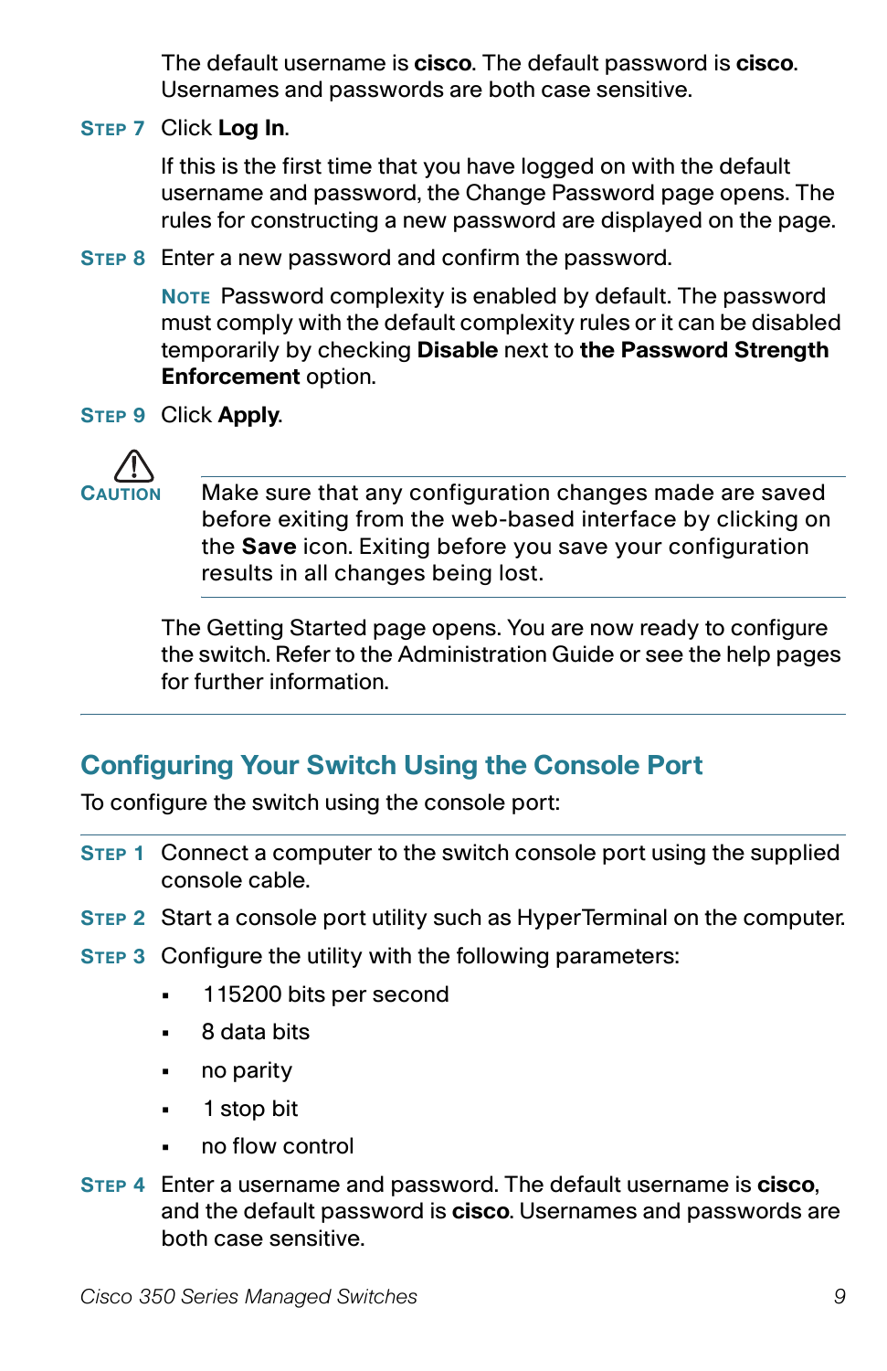The default username is **cisco**. The default password is **cisco**. Usernames and passwords are both case sensitive.

**STEP 7** Click **Log In**.

If this is the first time that you have logged on with the default username and password, the Change Password page opens. The rules for constructing a new password are displayed on the page.

**STEP 8** Enter a new password and confirm the password.

**NOTE** Password complexity is enabled by default. The password must comply with the default complexity rules or it can be disabled temporarily by checking **Disable** next to **the Password Strength Enforcement** option.

**STEP 9** Click **Apply**.

**CAUTION** Make sure that any configuration changes made are saved before exiting from the web-based interface by clicking on the **Save** icon. Exiting before you save your configuration results in all changes being lost.

The Getting Started page opens. You are now ready to configure the switch. Refer to the Administration Guide or see the help pages for further information.

## Configuring Your Switch Using the Console Port

To configure the switch using the console port:

**STEP 1** Connect a computer to the switch console port using the supplied console cable.

**STEP 2** Start a console port utility such as HyperTerminal on the computer.

**STEP 3** Configure the utility with the following parameters:

- 115200 bits per second
- 8 data bits
- no parity
- 1 stop bit
- no flow control

**STEP 4** Enter a username and password. The default username is **cisco**, and the default password is **cisco**. Usernames and passwords are both case sensitive.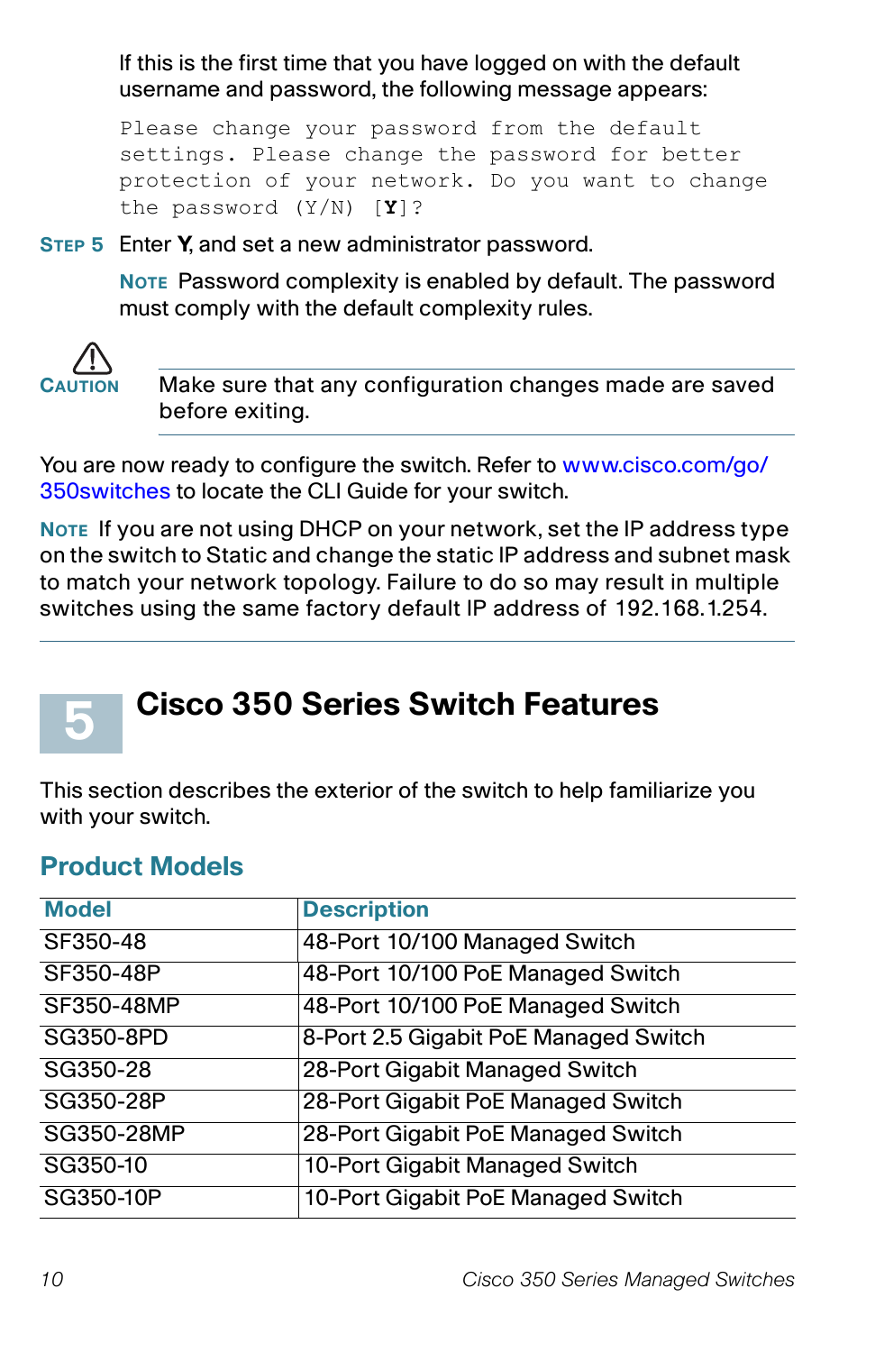If this is the first time that you have logged on with the default username and password, the following message appears:

```
Please change your password from the default
settings. Please change the password for better
protection of your network. Do you want to change
the password (Y/N)  [Y]?
```

**STEP 5** Enter **Y**, and set a new administrator password.

**NOTE** Password complexity is enabled by default. The password must comply with the default complexity rules.

**CAUTION** Make sure that any configuration changes made are saved before exiting.

You are now ready to configure the switch. Refer to www.cisco.com/go/350switches to locate the CLI Guide for your switch.

**NOTE** If you are not using DHCP on your network, set the IP address type on the switch to Static and change the static IP address and subnet mask to match your network topology. Failure to do so may result in multiple switches using the same factory default IP address of 192.168.1.254.

# 5 Cisco 350 Series Switch Features

This section describes the exterior of the switch to help familiarize you with your switch.

## Product Models

| Model | Description |
|---|---|
| SF350-48 | 48-Port 10/100 Managed Switch |
| SF350-48P | 48-Port 10/100 PoE Managed Switch |
| SF350-48MP | 48-Port 10/100 PoE Managed Switch |
| SG350-8PD | 8-Port 2.5 Gigabit PoE Managed Switch |
| SG350-28 | 28-Port Gigabit Managed Switch |
| SG350-28P | 28-Port Gigabit PoE Managed Switch |
| SG350-28MP | 28-Port Gigabit PoE Managed Switch |
| SG350-10 | 10-Port Gigabit Managed Switch |
| SG350-10P | 10-Port Gigabit PoE Managed Switch |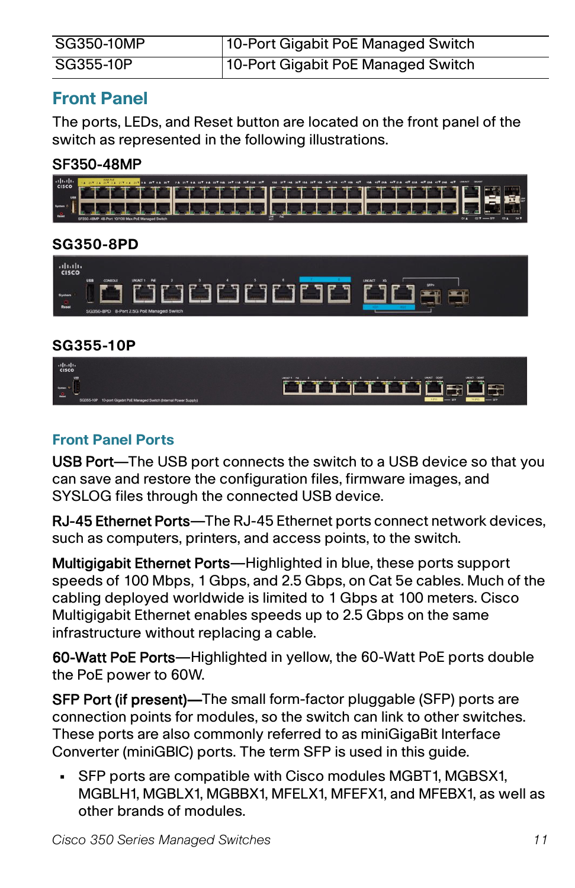| SG350-10MP | 10-Port Gigabit PoE Managed Switch |
| --- | --- |
| SG355-10P | 10-Port Gigabit PoE Managed Switch |

## Front Panel

The ports, LEDs, and Reset button are located on the front panel of the switch as represented in the following illustrations.

**SF350-48MP**

**SG350-8PD**

**SG355-10P**

### Front Panel Ports

**USB Port**—The USB port connects the switch to a USB device so that you can save and restore the configuration files, firmware images, and SYSLOG files through the connected USB device.

**RJ-45 Ethernet Ports**—The RJ-45 Ethernet ports connect network devices, such as computers, printers, and access points, to the switch.

**Multigigabit Ethernet Ports**—Highlighted in blue, these ports support speeds of 100 Mbps, 1 Gbps, and 2.5 Gbps, on Cat 5e cables. Much of the cabling deployed worldwide is limited to 1 Gbps at 100 meters. Cisco Multigigabit Ethernet enables speeds up to 2.5 Gbps on the same infrastructure without replacing a cable.

**60-Watt PoE Ports**—Highlighted in yellow, the 60-Watt PoE ports double the PoE power to 60W.

**SFP Port (if present)**—The small form-factor pluggable (SFP) ports are connection points for modules, so the switch can link to other switches. These ports are also commonly referred to as miniGigaBit Interface Converter (miniGBIC) ports. The term SFP is used in this guide.

- SFP ports are compatible with Cisco modules MGBT1, MGBSX1, MGBLH1, MGBLX1, MGBBX1, MFELX1, MFEFX1, and MFEBX1, as well as other brands of modules.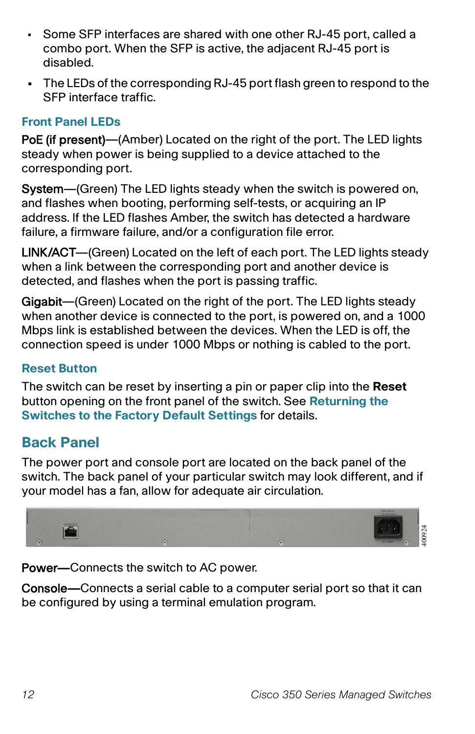- Some SFP interfaces are shared with one other RJ-45 port, called a combo port. When the SFP is active, the adjacent RJ-45 port is disabled.
- The LEDs of the corresponding RJ-45 port flash green to respond to the SFP interface traffic.

### Front Panel LEDs

PoE (if present)—(Amber) Located on the right of the port. The LED lights steady when power is being supplied to a device attached to the corresponding port.

System—(Green) The LED lights steady when the switch is powered on, and flashes when booting, performing self-tests, or acquiring an IP address. If the LED flashes Amber, the switch has detected a hardware failure, a firmware failure, and/or a configuration file error.

LINK/ACT—(Green) Located on the left of each port. The LED lights steady when a link between the corresponding port and another device is detected, and flashes when the port is passing traffic.

Gigabit—(Green) Located on the right of the port. The LED lights steady when another device is connected to the port, is powered on, and a 1000 Mbps link is established between the devices. When the LED is off, the connection speed is under 1000 Mbps or nothing is cabled to the port.

### Reset Button

The switch can be reset by inserting a pin or paper clip into the **Reset** button opening on the front panel of the switch. See **Returning the Switches to the Factory Default Settings** for details.

## Back Panel

The power port and console port are located on the back panel of the switch. The back panel of your particular switch may look different, and if your model has a fan, allow for adequate air circulation.

Power—Connects the switch to AC power.

Console—Connects a serial cable to a computer serial port so that it can be configured by using a terminal emulation program.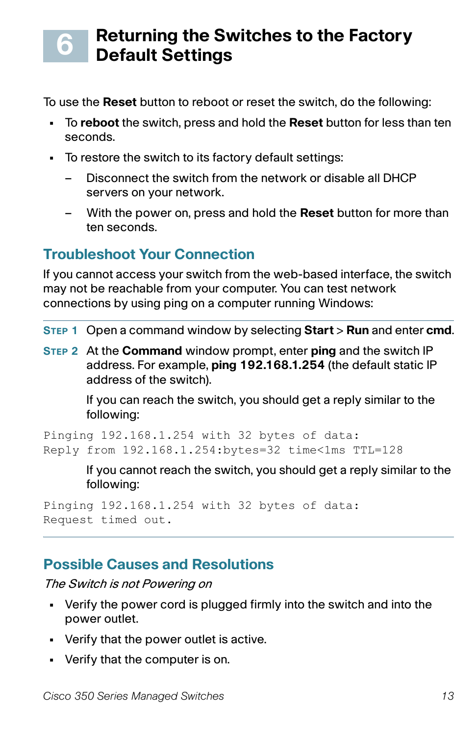# 6 Returning the Switches to the Factory Default Settings

To use the **Reset** button to reboot or reset the switch, do the following:

- To **reboot** the switch, press and hold the **Reset** button for less than ten seconds.
- To restore the switch to its factory default settings:
  - Disconnect the switch from the network or disable all DHCP servers on your network.
  - With the power on, press and hold the **Reset** button for more than ten seconds.

## Troubleshoot Your Connection

If you cannot access your switch from the web-based interface, the switch may not be reachable from your computer. You can test network connections by using ping on a computer running Windows:

**STEP 1** Open a command window by selecting **Start** > **Run** and enter **cmd**.

**STEP 2** At the **Command** window prompt, enter **ping** and the switch IP address. For example, **ping 192.168.1.254** (the default static IP address of the switch).

If you can reach the switch, you should get a reply similar to the following:

```
Pinging 192.168.1.254 with 32 bytes of data:
Reply from 192.168.1.254:bytes=32 time<1ms TTL=128
```

If you cannot reach the switch, you should get a reply similar to the following:

```
Pinging 192.168.1.254 with 32 bytes of data:
Request timed out.
```

## Possible Causes and Resolutions

*The Switch is not Powering on*

- Verify the power cord is plugged firmly into the switch and into the power outlet.
- Verify that the power outlet is active.
- Verify that the computer is on.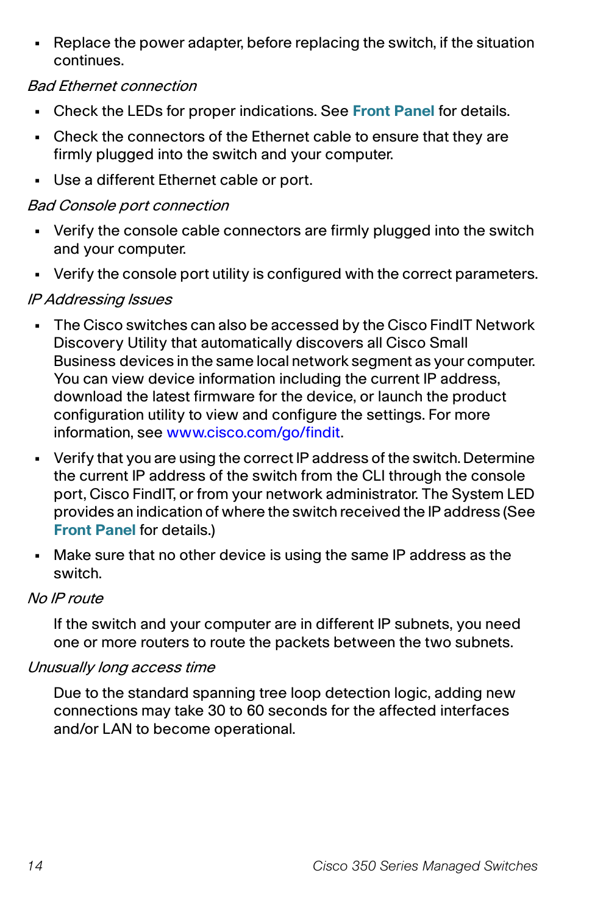- Replace the power adapter, before replacing the switch, if the situation continues.

*Bad Ethernet connection*

- Check the LEDs for proper indications. See **Front Panel** for details.
- Check the connectors of the Ethernet cable to ensure that they are firmly plugged into the switch and your computer.
- Use a different Ethernet cable or port.

*Bad Console port connection*

- Verify the console cable connectors are firmly plugged into the switch and your computer.
- Verify the console port utility is configured with the correct parameters.

*IP Addressing Issues*

- The Cisco switches can also be accessed by the Cisco FindIT Network Discovery Utility that automatically discovers all Cisco Small Business devices in the same local network segment as your computer. You can view device information including the current IP address, download the latest firmware for the device, or launch the product configuration utility to view and configure the settings. For more information, see www.cisco.com/go/findit.
- Verify that you are using the correct IP address of the switch. Determine the current IP address of the switch from the CLI through the console port, Cisco FindIT, or from your network administrator. The System LED provides an indication of where the switch received the IP address (See **Front Panel** for details.)
- Make sure that no other device is using the same IP address as the switch.

*No IP route*

If the switch and your computer are in different IP subnets, you need one or more routers to route the packets between the two subnets.

*Unusually long access time*

Due to the standard spanning tree loop detection logic, adding new connections may take 30 to 60 seconds for the affected interfaces and/or LAN to become operational.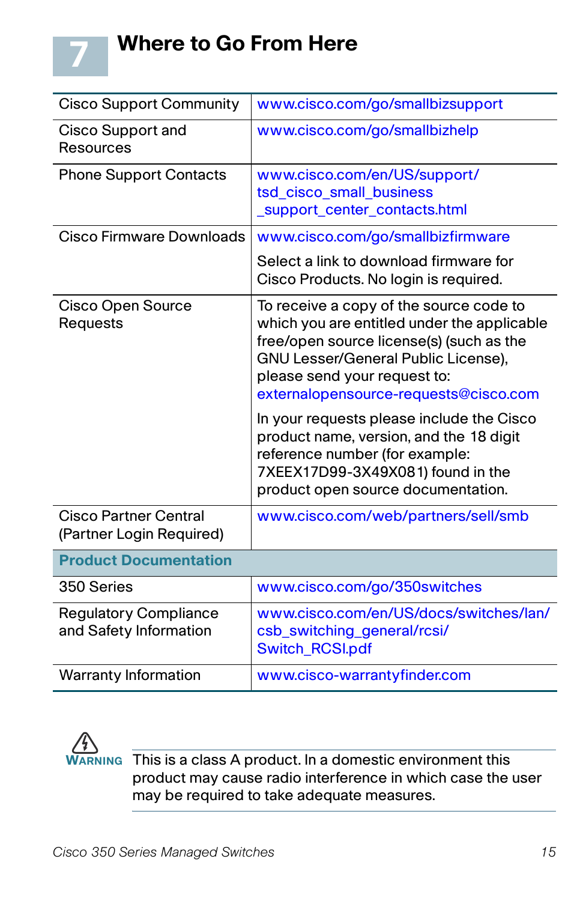# 7 Where to Go From Here

| | |
|---|---|
| Cisco Support Community | www.cisco.com/go/smallbizsupport |
| Cisco Support and Resources | www.cisco.com/go/smallbizhelp |
| Phone Support Contacts | www.cisco.com/en/US/support/tsd_cisco_small_business_support_center_contacts.html |
| Cisco Firmware Downloads | www.cisco.com/go/smallbizfirmware<br><br>Select a link to download firmware for Cisco Products. No login is required. |
| Cisco Open Source Requests | To receive a copy of the source code to which you are entitled under the applicable free/open source license(s) (such as the GNU Lesser/General Public License), please send your request to: externalopensource-requests@cisco.com<br><br>In your requests please include the Cisco product name, version, and the 18 digit reference number (for example: 7XEEX17D99-3X49X081) found in the product open source documentation. |
| Cisco Partner Central (Partner Login Required) | www.cisco.com/web/partners/sell/smb |
| **Product Documentation** | |
| 350 Series | www.cisco.com/go/350switches |
| Regulatory Compliance and Safety Information | www.cisco.com/en/US/docs/switches/lan/csb_switching_general/rcsi/Switch_RCSI.pdf |
| Warranty Information | www.cisco-warrantyfinder.com |

**WARNING** This is a class A product. In a domestic environment this product may cause radio interference in which case the user may be required to take adequate measures.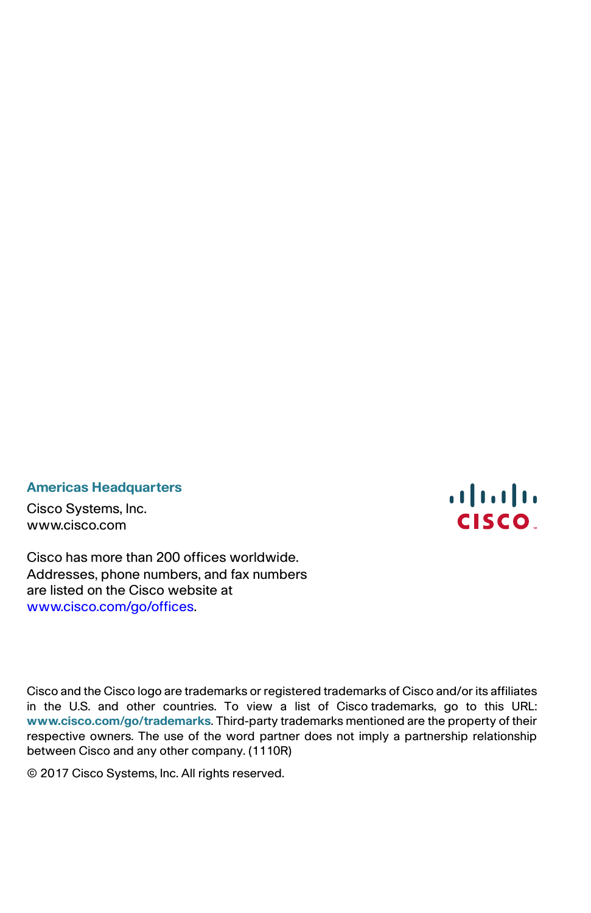**Americas Headquarters**

Cisco Systems, Inc.
www.cisco.com

Cisco has more than 200 offices worldwide. Addresses, phone numbers, and fax numbers are listed on the Cisco website at www.cisco.com/go/offices.

Cisco and the Cisco logo are trademarks or registered trademarks of Cisco and/or its affiliates in the U.S. and other countries. To view a list of Cisco trademarks, go to this URL: **www.cisco.com/go/trademarks**. Third-party trademarks mentioned are the property of their respective owners. The use of the word partner does not imply a partnership relationship between Cisco and any other company. (1110R)

© 2017 Cisco Systems, Inc. All rights reserved.